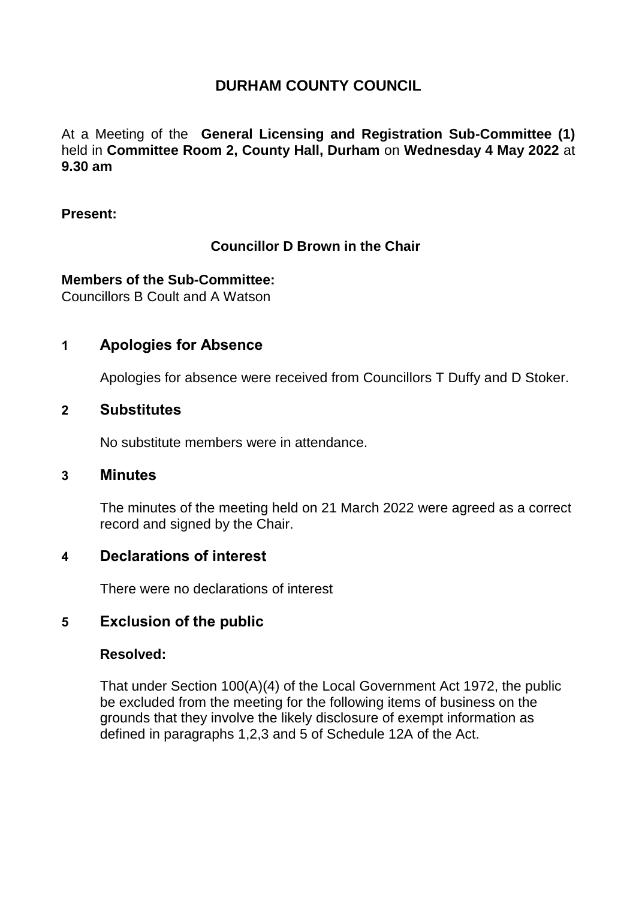# DURHAM COUNTY COUNCIL

At a Meeting of the **General Licensing and Registration Sub-Committee (1)** held in **Committee Room 2, County Hall, Durham** on **Wednesday 4 May 2022** at **9.30 am**

**Present:**

**Councillor D Brown in the Chair**

**Members of the Sub-Committee:**
Councillors B Coult and A Watson

## 1 Apologies for Absence

Apologies for absence were received from Councillors T Duffy and D Stoker.

## 2 Substitutes

No substitute members were in attendance.

## 3 Minutes

The minutes of the meeting held on 21 March 2022 were agreed as a correct record and signed by the Chair.

## 4 Declarations of interest

There were no declarations of interest

## 5 Exclusion of the public

**Resolved:**

That under Section 100(A)(4) of the Local Government Act 1972, the public be excluded from the meeting for the following items of business on the grounds that they involve the likely disclosure of exempt information as defined in paragraphs 1,2,3 and 5 of Schedule 12A of the Act.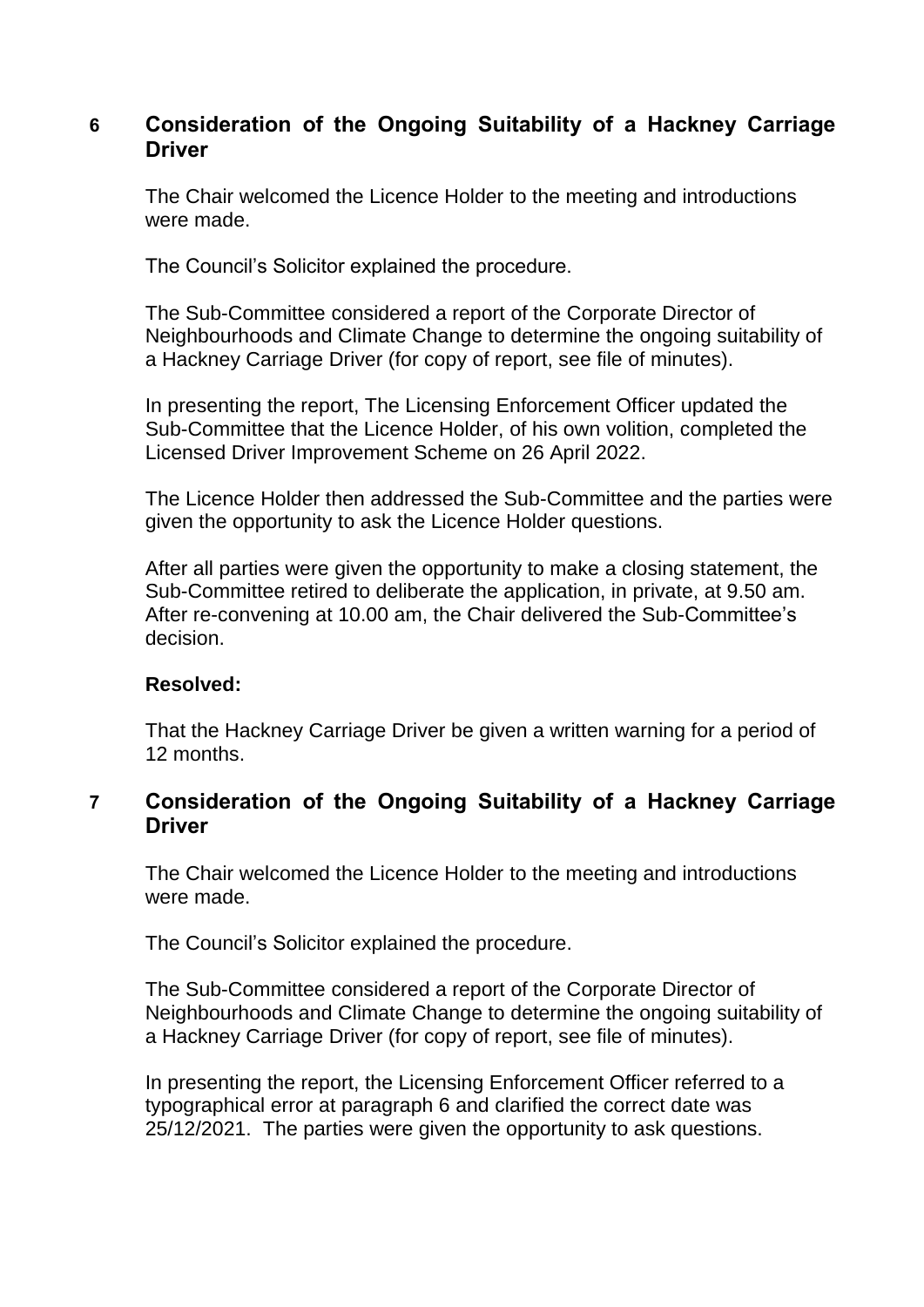## 6 Consideration of the Ongoing Suitability of a Hackney Carriage Driver

The Chair welcomed the Licence Holder to the meeting and introductions were made.

The Council's Solicitor explained the procedure.

The Sub-Committee considered a report of the Corporate Director of Neighbourhoods and Climate Change to determine the ongoing suitability of a Hackney Carriage Driver (for copy of report, see file of minutes).

In presenting the report, The Licensing Enforcement Officer updated the Sub-Committee that the Licence Holder, of his own volition, completed the Licensed Driver Improvement Scheme on 26 April 2022.

The Licence Holder then addressed the Sub-Committee and the parties were given the opportunity to ask the Licence Holder questions.

After all parties were given the opportunity to make a closing statement, the Sub-Committee retired to deliberate the application, in private, at 9.50 am. After re-convening at 10.00 am, the Chair delivered the Sub-Committee's decision.

**Resolved:**

That the Hackney Carriage Driver be given a written warning for a period of 12 months.

## 7 Consideration of the Ongoing Suitability of a Hackney Carriage Driver

The Chair welcomed the Licence Holder to the meeting and introductions were made.

The Council's Solicitor explained the procedure.

The Sub-Committee considered a report of the Corporate Director of Neighbourhoods and Climate Change to determine the ongoing suitability of a Hackney Carriage Driver (for copy of report, see file of minutes).

In presenting the report, the Licensing Enforcement Officer referred to a typographical error at paragraph 6 and clarified the correct date was 25/12/2021. The parties were given the opportunity to ask questions.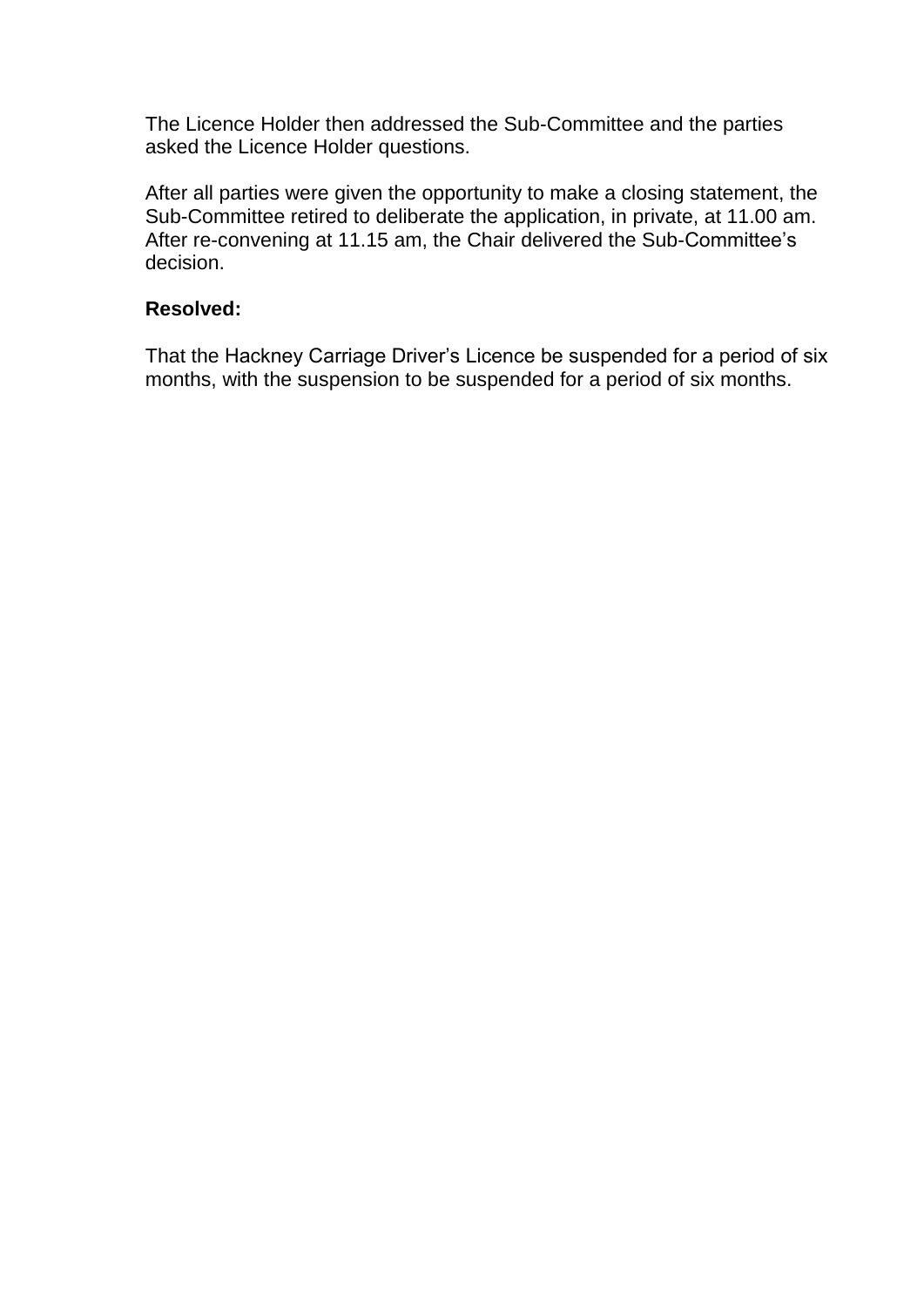The Licence Holder then addressed the Sub-Committee and the parties asked the Licence Holder questions.

After all parties were given the opportunity to make a closing statement, the Sub-Committee retired to deliberate the application, in private, at 11.00 am. After re-convening at 11.15 am, the Chair delivered the Sub-Committee's decision.

**Resolved:**

That the Hackney Carriage Driver's Licence be suspended for a period of six months, with the suspension to be suspended for a period of six months.